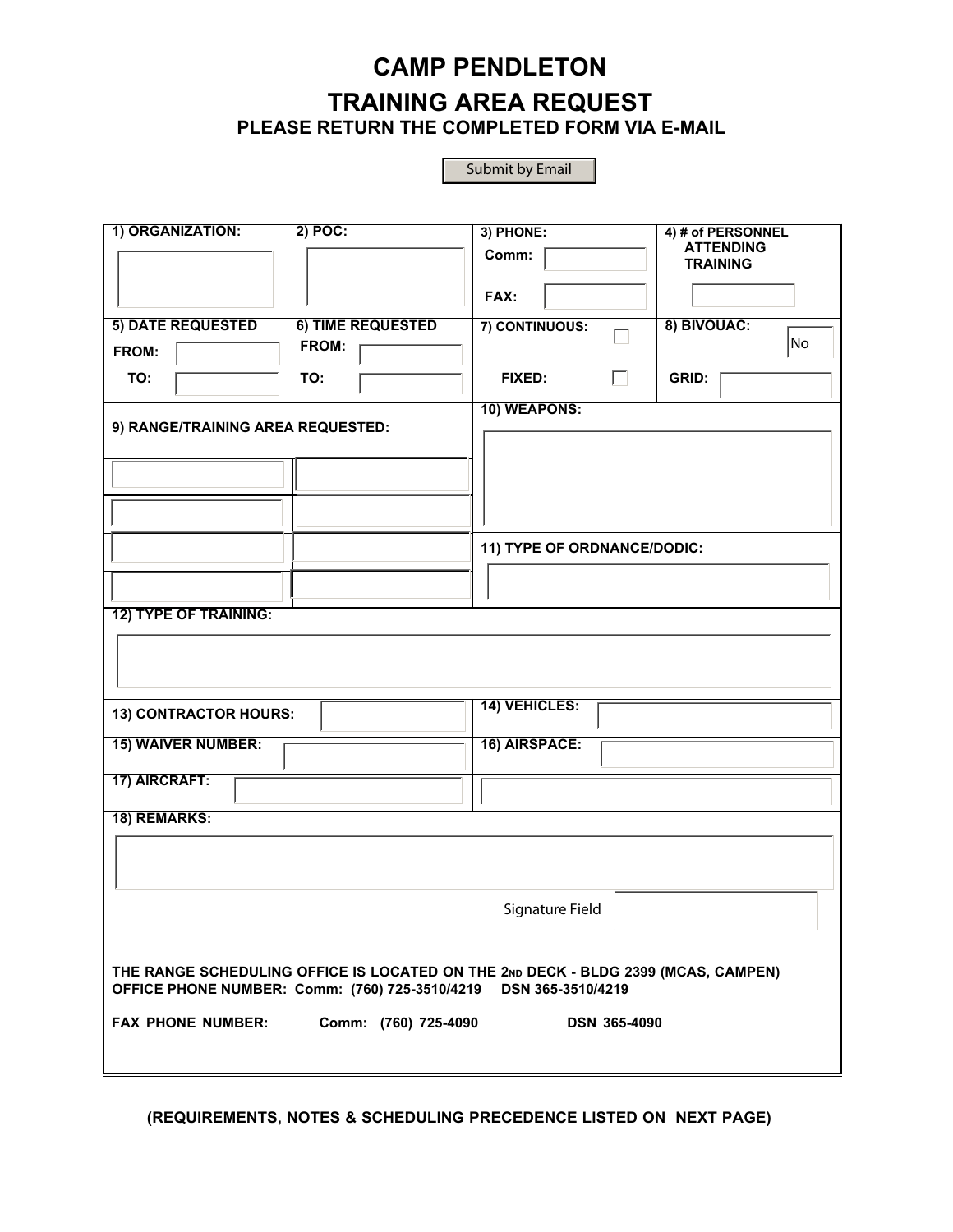# CAMP PENDLETON

## TRAINING AREA REQUEST

### PLEASE RETURN THE COMPLETED FORM VIA E-MAIL

Submit by Email

| 1) ORGANIZATION: | 2) POC: | 3) PHONE: Comm: FAX: | 4) # of PERSONNEL ATTENDING TRAINING |
|---|---|---|---|
| 5) DATE REQUESTED FROM: TO: | 6) TIME REQUESTED FROM: TO: | 7) CONTINUOUS: FIXED: | 8) BIVOUAC: No GRID: |

| 9) RANGE/TRAINING AREA REQUESTED: | 10) WEAPONS: |
|---|---|
| | 11) TYPE OF ORDNANCE/DODIC: |

**12) TYPE OF TRAINING:**

| 13) CONTRACTOR HOURS: | 14) VEHICLES: |
|---|---|
| 15) WAIVER NUMBER: | 16) AIRSPACE: |
| 17) AIRCRAFT: | |

**18) REMARKS:**

Signature Field

**THE RANGE SCHEDULING OFFICE IS LOCATED ON THE 2ND DECK - BLDG 2399 (MCAS, CAMPEN)**
**OFFICE PHONE NUMBER: Comm: (760) 725-3510/4219 DSN 365-3510/4219**

**FAX PHONE NUMBER: Comm: (760) 725-4090 DSN 365-4090**

**(REQUIREMENTS, NOTES & SCHEDULING PRECEDENCE LISTED ON NEXT PAGE)**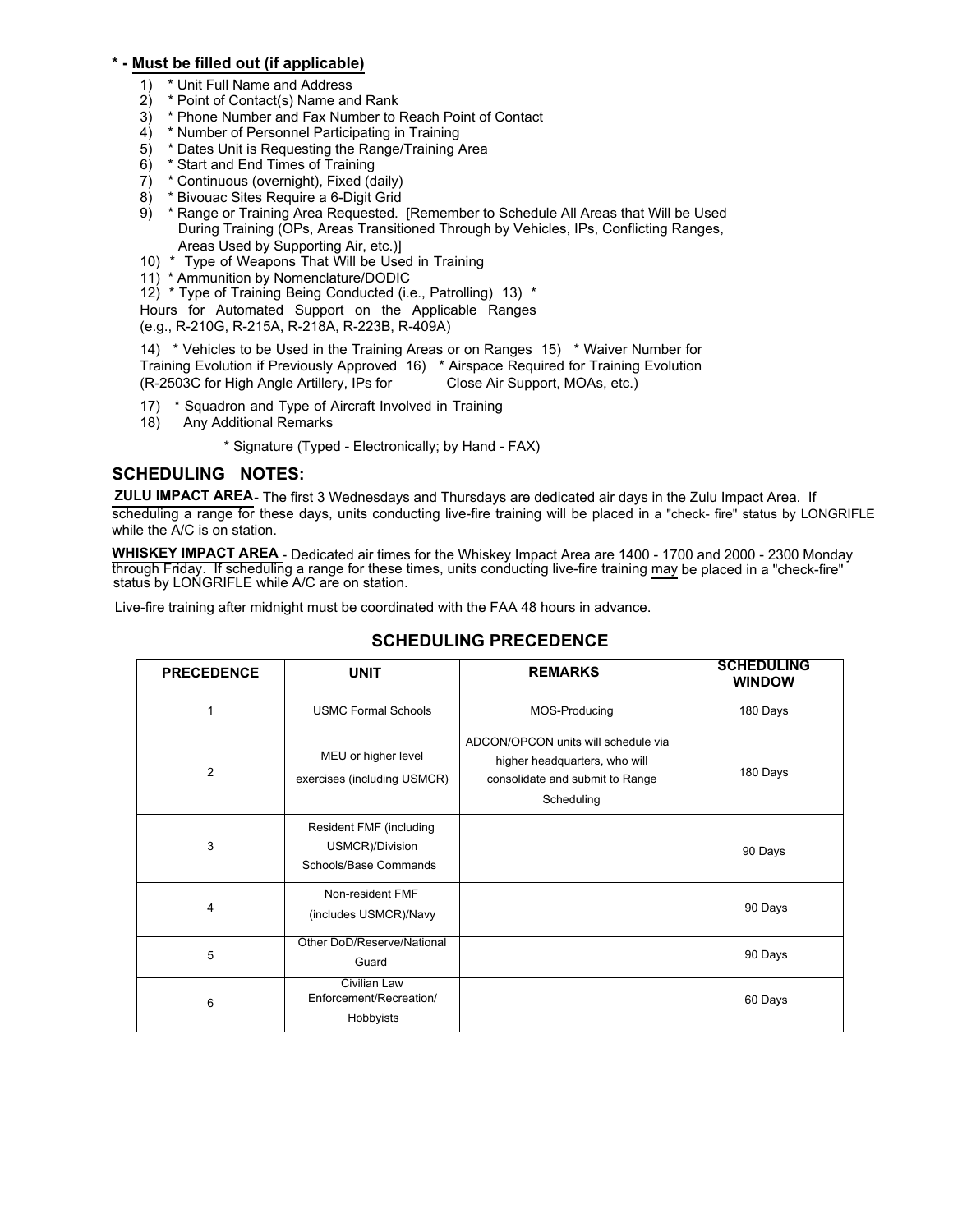**\* - Must be filled out (if applicable)**

1) \* Unit Full Name and Address
2) \* Point of Contact(s) Name and Rank
3) \* Phone Number and Fax Number to Reach Point of Contact
4) \* Number of Personnel Participating in Training
5) \* Dates Unit is Requesting the Range/Training Area
6) \* Start and End Times of Training
7) \* Continuous (overnight), Fixed (daily)
8) \* Bivouac Sites Require a 6-Digit Grid
9) \* Range or Training Area Requested. [Remember to Schedule All Areas that Will be Used During Training (OPs, Areas Transitioned Through by Vehicles, IPs, Conflicting Ranges, Areas Used by Supporting Air, etc.)]
10) \* Type of Weapons That Will be Used in Training
11) \* Ammunition by Nomenclature/DODIC
12) \* Type of Training Being Conducted (i.e., Patrolling)
13) \* Hours for Automated Support on the Applicable Ranges (e.g., R-210G, R-215A, R-218A, R-223B, R-409A)
14) \* Vehicles to be Used in the Training Areas or on Ranges
15) \* Waiver Number for Training Evolution if Previously Approved
16) \* Airspace Required for Training Evolution (R-2503C for High Angle Artillery, IPs for Close Air Support, MOAs, etc.)
17) \* Squadron and Type of Aircraft Involved in Training
18) Any Additional Remarks

\* Signature (Typed - Electronically; by Hand - FAX)

## SCHEDULING NOTES:

**ZULU IMPACT AREA** - The first 3 Wednesdays and Thursdays are dedicated air days in the Zulu Impact Area. If scheduling a range for these days, units conducting live-fire training will be placed in a "check- fire" status by LONGRIFLE while the A/C is on station.

**WHISKEY IMPACT AREA** - Dedicated air times for the Whiskey Impact Area are 1400 - 1700 and 2000 - 2300 Monday through Friday. If scheduling a range for these times, units conducting live-fire training may be placed in a "check-fire" status by LONGRIFLE while A/C are on station.

Live-fire training after midnight must be coordinated with the FAA 48 hours in advance.

## SCHEDULING PRECEDENCE

| PRECEDENCE | UNIT | REMARKS | SCHEDULING WINDOW |
|---|---|---|---|
| 1 | USMC Formal Schools | MOS-Producing | 180 Days |
| 2 | MEU or higher level exercises (including USMCR) | ADCON/OPCON units will schedule via higher headquarters, who will consolidate and submit to Range Scheduling | 180 Days |
| 3 | Resident FMF (including USMCR)/Division Schools/Base Commands | | 90 Days |
| 4 | Non-resident FMF (includes USMCR)/Navy | | 90 Days |
| 5 | Other DoD/Reserve/National Guard | | 90 Days |
| 6 | Civilian Law Enforcement/Recreation/ Hobbyists | | 60 Days |